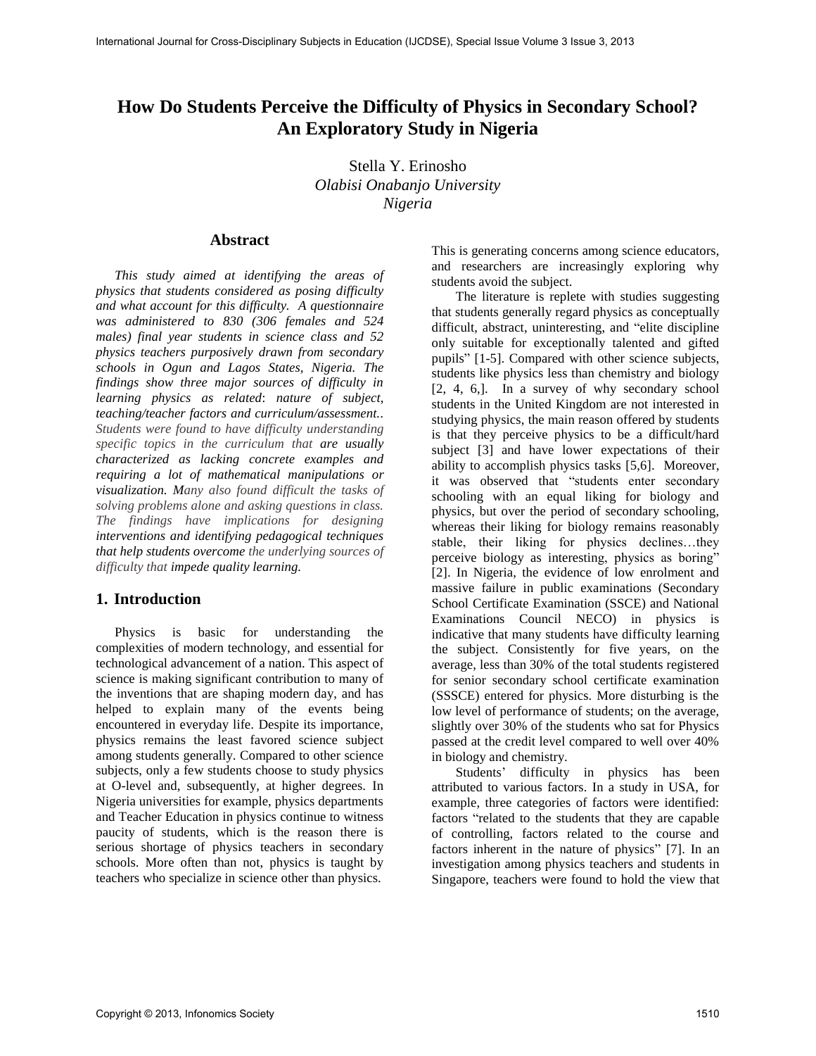# How Do Students Perceive the Difficulty of Physics in Secondary School? An Exploratory Study in Nigeria

Stella Y. Erinosho
*Olabisi Onabanjo University*
*Nigeria*

## Abstract

*This study aimed at identifying the areas of physics that students considered as posing difficulty and what account for this difficulty. A questionnaire was administered to 830 (306 females and 524 males) final year students in science class and 52 physics teachers purposively drawn from secondary schools in Ogun and Lagos States, Nigeria. The findings show three major sources of difficulty in learning physics as related: nature of subject, teaching/teacher factors and curriculum/assessment.. Students were found to have difficulty understanding specific topics in the curriculum that are usually characterized as lacking concrete examples and requiring a lot of mathematical manipulations or visualization. Many also found difficult the tasks of solving problems alone and asking questions in class. The findings have implications for designing interventions and identifying pedagogical techniques that help students overcome the underlying sources of difficulty that impede quality learning.*

## 1. Introduction

Physics is basic for understanding the complexities of modern technology, and essential for technological advancement of a nation. This aspect of science is making significant contribution to many of the inventions that are shaping modern day, and has helped to explain many of the events being encountered in everyday life. Despite its importance, physics remains the least favored science subject among students generally. Compared to other science subjects, only a few students choose to study physics at O-level and, subsequently, at higher degrees. In Nigeria universities for example, physics departments and Teacher Education in physics continue to witness paucity of students, which is the reason there is serious shortage of physics teachers in secondary schools. More often than not, physics is taught by teachers who specialize in science other than physics. This is generating concerns among science educators, and researchers are increasingly exploring why students avoid the subject.

The literature is replete with studies suggesting that students generally regard physics as conceptually difficult, abstract, uninteresting, and "elite discipline only suitable for exceptionally talented and gifted pupils" [1-5]. Compared with other science subjects, students like physics less than chemistry and biology [2, 4, 6,]. In a survey of why secondary school students in the United Kingdom are not interested in studying physics, the main reason offered by students is that they perceive physics to be a difficult/hard subject [3] and have lower expectations of their ability to accomplish physics tasks [5,6]. Moreover, it was observed that "students enter secondary schooling with an equal liking for biology and physics, but over the period of secondary schooling, whereas their liking for biology remains reasonably stable, their liking for physics declines…they perceive biology as interesting, physics as boring" [2]. In Nigeria, the evidence of low enrolment and massive failure in public examinations (Secondary School Certificate Examination (SSCE) and National Examinations Council NECO) in physics is indicative that many students have difficulty learning the subject. Consistently for five years, on the average, less than 30% of the total students registered for senior secondary school certificate examination (SSSCE) entered for physics. More disturbing is the low level of performance of students; on the average, slightly over 30% of the students who sat for Physics passed at the credit level compared to well over 40% in biology and chemistry.

Students' difficulty in physics has been attributed to various factors. In a study in USA, for example, three categories of factors were identified: factors "related to the students that they are capable of controlling, factors related to the course and factors inherent in the nature of physics" [7]. In an investigation among physics teachers and students in Singapore, teachers were found to hold the view that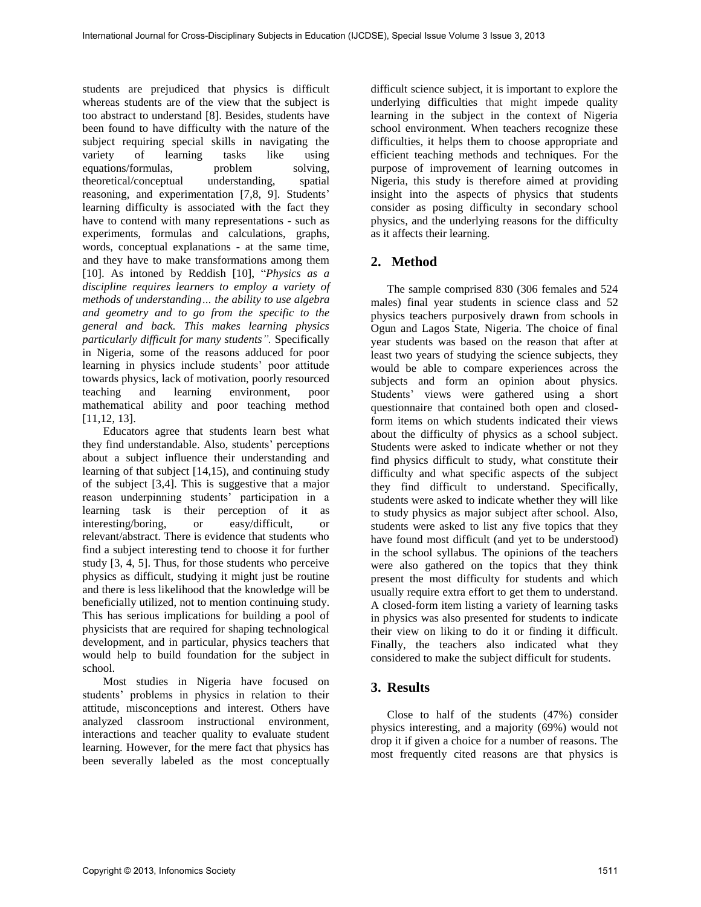students are prejudiced that physics is difficult whereas students are of the view that the subject is too abstract to understand [8]. Besides, students have been found to have difficulty with the nature of the subject requiring special skills in navigating the variety of learning tasks like using equations/formulas, problem solving, theoretical/conceptual understanding, spatial reasoning, and experimentation [7,8, 9]. Students' learning difficulty is associated with the fact they have to contend with many representations - such as experiments, formulas and calculations, graphs, words, conceptual explanations - at the same time, and they have to make transformations among them [10]. As intoned by Reddish [10], "*Physics as a discipline requires learners to employ a variety of methods of understanding… the ability to use algebra and geometry and to go from the specific to the general and back. This makes learning physics particularly difficult for many students".* Specifically in Nigeria, some of the reasons adduced for poor learning in physics include students' poor attitude towards physics, lack of motivation, poorly resourced teaching and learning environment, poor mathematical ability and poor teaching method [11,12, 13].

Educators agree that students learn best what they find understandable. Also, students' perceptions about a subject influence their understanding and learning of that subject [14,15), and continuing study of the subject [3,4]. This is suggestive that a major reason underpinning students' participation in a learning task is their perception of it as interesting/boring, or easy/difficult, or relevant/abstract. There is evidence that students who find a subject interesting tend to choose it for further study [3, 4, 5]. Thus, for those students who perceive physics as difficult, studying it might just be routine and there is less likelihood that the knowledge will be beneficially utilized, not to mention continuing study. This has serious implications for building a pool of physicists that are required for shaping technological development, and in particular, physics teachers that would help to build foundation for the subject in school.

Most studies in Nigeria have focused on students' problems in physics in relation to their attitude, misconceptions and interest. Others have analyzed classroom instructional environment, interactions and teacher quality to evaluate student learning. However, for the mere fact that physics has been severally labeled as the most conceptually difficult science subject, it is important to explore the underlying difficulties that might impede quality learning in the subject in the context of Nigeria school environment. When teachers recognize these difficulties, it helps them to choose appropriate and efficient teaching methods and techniques. For the purpose of improvement of learning outcomes in Nigeria, this study is therefore aimed at providing insight into the aspects of physics that students consider as posing difficulty in secondary school physics, and the underlying reasons for the difficulty as it affects their learning.

## 2. Method

The sample comprised 830 (306 females and 524 males) final year students in science class and 52 physics teachers purposively drawn from schools in Ogun and Lagos State, Nigeria. The choice of final year students was based on the reason that after at least two years of studying the science subjects, they would be able to compare experiences across the subjects and form an opinion about physics. Students' views were gathered using a short questionnaire that contained both open and closed-form items on which students indicated their views about the difficulty of physics as a school subject. Students were asked to indicate whether or not they find physics difficult to study, what constitute their difficulty and what specific aspects of the subject they find difficult to understand. Specifically, students were asked to indicate whether they will like to study physics as major subject after school. Also, students were asked to list any five topics that they have found most difficult (and yet to be understood) in the school syllabus. The opinions of the teachers were also gathered on the topics that they think present the most difficulty for students and which usually require extra effort to get them to understand. A closed-form item listing a variety of learning tasks in physics was also presented for students to indicate their view on liking to do it or finding it difficult. Finally, the teachers also indicated what they considered to make the subject difficult for students.

## 3. Results

Close to half of the students (47%) consider physics interesting, and a majority (69%) would not drop it if given a choice for a number of reasons. The most frequently cited reasons are that physics is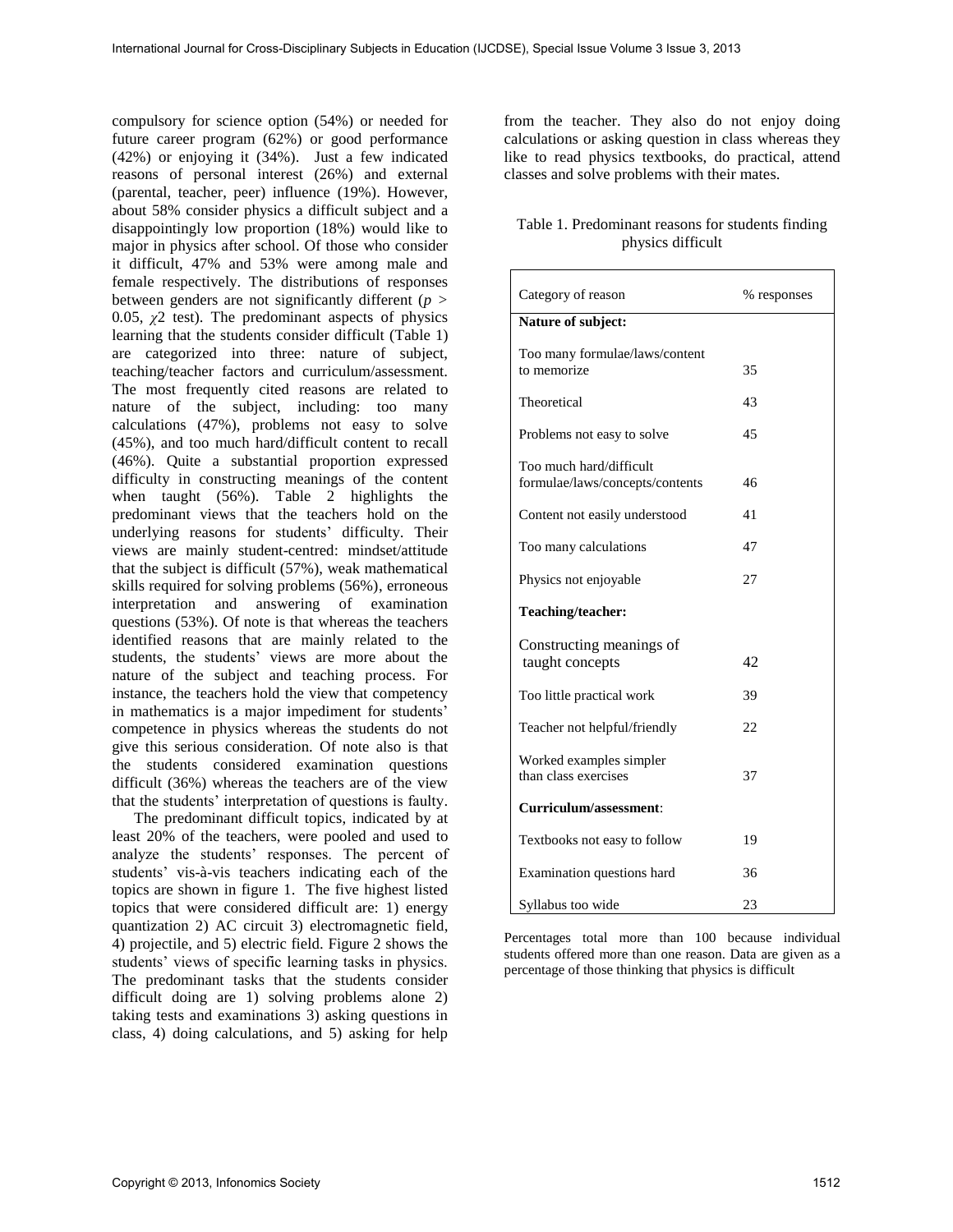compulsory for science option (54%) or needed for future career program (62%) or good performance (42%) or enjoying it (34%). Just a few indicated reasons of personal interest (26%) and external (parental, teacher, peer) influence (19%). However, about 58% consider physics a difficult subject and a disappointingly low proportion (18%) would like to major in physics after school. Of those who consider it difficult, 47% and 53% were among male and female respectively. The distributions of responses between genders are not significantly different ($p > 0.05$, $\chi 2$ test). The predominant aspects of physics learning that the students consider difficult (Table 1) are categorized into three: nature of subject, teaching/teacher factors and curriculum/assessment. The most frequently cited reasons are related to nature of the subject, including: too many calculations (47%), problems not easy to solve (45%), and too much hard/difficult content to recall (46%). Quite a substantial proportion expressed difficulty in constructing meanings of the content when taught (56%). Table 2 highlights the predominant views that the teachers hold on the underlying reasons for students' difficulty. Their views are mainly student-centred: mindset/attitude that the subject is difficult (57%), weak mathematical skills required for solving problems (56%), erroneous interpretation and answering of examination questions (53%). Of note is that whereas the teachers identified reasons that are mainly related to the students, the students' views are more about the nature of the subject and teaching process. For instance, the teachers hold the view that competency in mathematics is a major impediment for students' competence in physics whereas the students do not give this serious consideration. Of note also is that the students considered examination questions difficult (36%) whereas the teachers are of the view that the students' interpretation of questions is faulty.

The predominant difficult topics, indicated by at least 20% of the teachers, were pooled and used to analyze the students' responses. The percent of students' vis-à-vis teachers indicating each of the topics are shown in figure 1. The five highest listed topics that were considered difficult are: 1) energy quantization 2) AC circuit 3) electromagnetic field, 4) projectile, and 5) electric field. Figure 2 shows the students' views of specific learning tasks in physics. The predominant tasks that the students consider difficult doing are 1) solving problems alone 2) taking tests and examinations 3) asking questions in class, 4) doing calculations, and 5) asking for help from the teacher. They also do not enjoy doing calculations or asking question in class whereas they like to read physics textbooks, do practical, attend classes and solve problems with their mates.

Table 1. Predominant reasons for students finding physics difficult

| Category of reason | % responses |
|---|---|
| **Nature of subject:** | |
| Too many formulae/laws/content to memorize | 35 |
| Theoretical | 43 |
| Problems not easy to solve | 45 |
| Too much hard/difficult formulae/laws/concepts/contents | 46 |
| Content not easily understood | 41 |
| Too many calculations | 47 |
| Physics not enjoyable | 27 |
| **Teaching/teacher:** | |
| Constructing meanings of taught concepts | 42 |
| Too little practical work | 39 |
| Teacher not helpful/friendly | 22 |
| Worked examples simpler than class exercises | 37 |
| **Curriculum/assessment**: | |
| Textbooks not easy to follow | 19 |
| Examination questions hard | 36 |
| Syllabus too wide | 23 |

Percentages total more than 100 because individual students offered more than one reason. Data are given as a percentage of those thinking that physics is difficult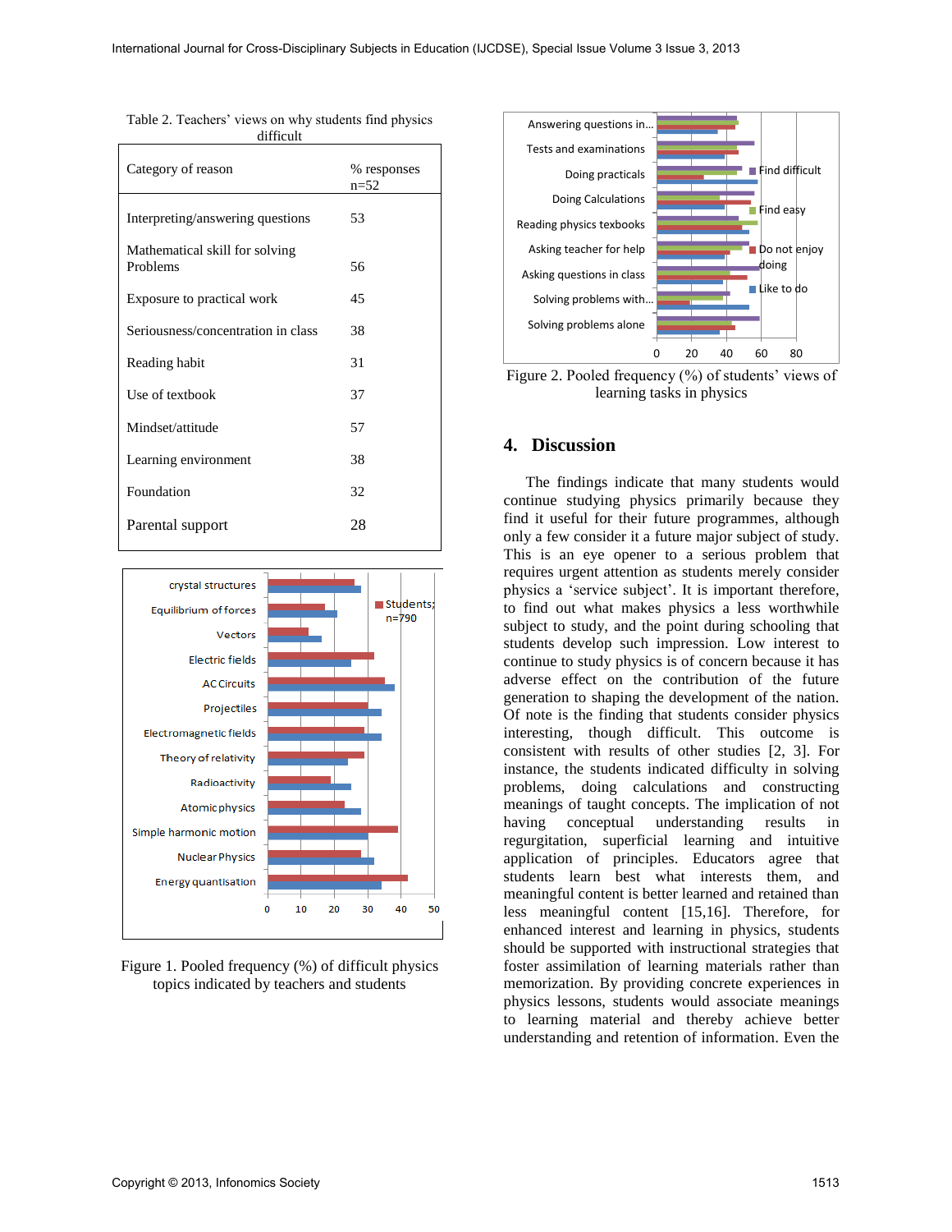Table 2. Teachers' views on why students find physics difficult

| Category of reason | % responses n=52 |
|---|---|
| Interpreting/answering questions | 53 |
| Mathematical skill for solving Problems | 56 |
| Exposure to practical work | 45 |
| Seriousness/concentration in class | 38 |
| Reading habit | 31 |
| Use of textbook | 37 |
| Mindset/attitude | 57 |
| Learning environment | 38 |
| Foundation | 32 |
| Parental support | 28 |

crystal structures
Equilibrium of forces
Vectors
Electric fields
AC Circuits
Projectiles
Electromagnetic fields
Theory of relativity
Radioactivity
Atomic physics
Simple harmonic motion
Nuclear Physics
Energy quantisation
Students; n=790
0 10 20 30 40 50

Figure 1. Pooled frequency (%) of difficult physics topics indicated by teachers and students

Answering questions in...
Tests and examinations
Doing practicals
Doing Calculations
Reading physics texbooks
Asking teacher for help
Asking questions in class
Solving problems with...
Solving problems alone
Find difficult
Find easy
Do not enjoy doing
Like to do
0 20 40 60 80

Figure 2. Pooled frequency (%) of students' views of learning tasks in physics

## 4. Discussion

The findings indicate that many students would continue studying physics primarily because they find it useful for their future programmes, although only a few consider it a future major subject of study. This is an eye opener to a serious problem that requires urgent attention as students merely consider physics a 'service subject'. It is important therefore, to find out what makes physics a less worthwhile subject to study, and the point during schooling that students develop such impression. Low interest to continue to study physics is of concern because it has adverse effect on the contribution of the future generation to shaping the development of the nation. Of note is the finding that students consider physics interesting, though difficult. This outcome is consistent with results of other studies [2, 3]. For instance, the students indicated difficulty in solving problems, doing calculations and constructing meanings of taught concepts. The implication of not having conceptual understanding results in regurgitation, superficial learning and intuitive application of principles. Educators agree that students learn best what interests them, and meaningful content is better learned and retained than less meaningful content [15,16]. Therefore, for enhanced interest and learning in physics, students should be supported with instructional strategies that foster assimilation of learning materials rather than memorization. By providing concrete experiences in physics lessons, students would associate meanings to learning material and thereby achieve better understanding and retention of information. Even the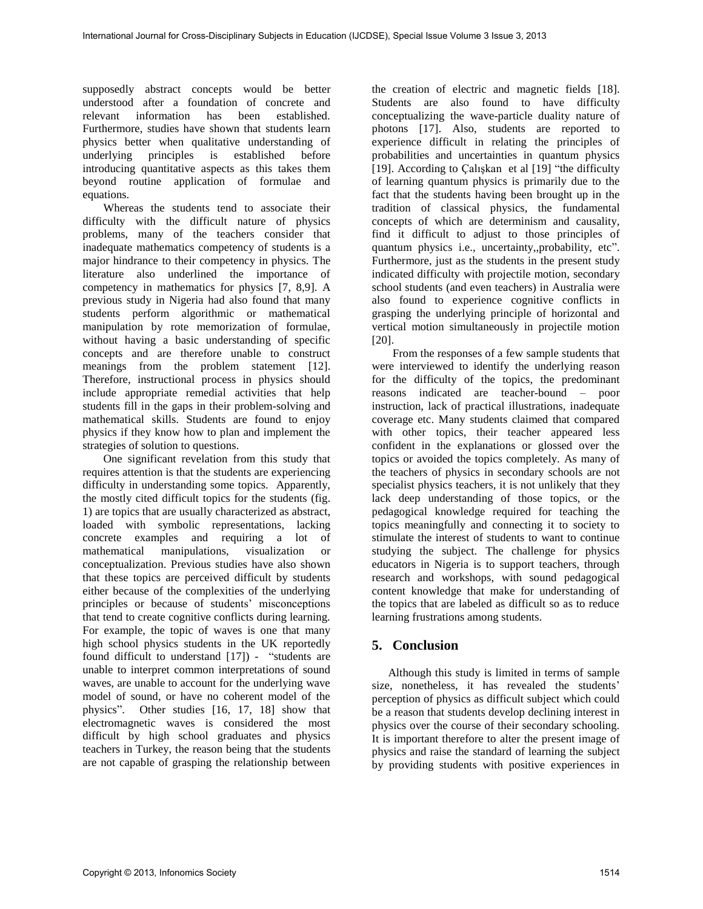supposedly abstract concepts would be better understood after a foundation of concrete and relevant information has been established. Furthermore, studies have shown that students learn physics better when qualitative understanding of underlying principles is established before introducing quantitative aspects as this takes them beyond routine application of formulae and equations.

Whereas the students tend to associate their difficulty with the difficult nature of physics problems, many of the teachers consider that inadequate mathematics competency of students is a major hindrance to their competency in physics. The literature also underlined the importance of competency in mathematics for physics [7, 8,9]. A previous study in Nigeria had also found that many students perform algorithmic or mathematical manipulation by rote memorization of formulae, without having a basic understanding of specific concepts and are therefore unable to construct meanings from the problem statement [12]. Therefore, instructional process in physics should include appropriate remedial activities that help students fill in the gaps in their problem-solving and mathematical skills. Students are found to enjoy physics if they know how to plan and implement the strategies of solution to questions.

One significant revelation from this study that requires attention is that the students are experiencing difficulty in understanding some topics. Apparently, the mostly cited difficult topics for the students (fig. 1) are topics that are usually characterized as abstract, loaded with symbolic representations, lacking concrete examples and requiring a lot of mathematical manipulations, visualization or conceptualization. Previous studies have also shown that these topics are perceived difficult by students either because of the complexities of the underlying principles or because of students' misconceptions that tend to create cognitive conflicts during learning. For example, the topic of waves is one that many high school physics students in the UK reportedly found difficult to understand [17]) - "students are unable to interpret common interpretations of sound waves, are unable to account for the underlying wave model of sound, or have no coherent model of the physics". Other studies [16, 17, 18] show that electromagnetic waves is considered the most difficult by high school graduates and physics teachers in Turkey, the reason being that the students are not capable of grasping the relationship between the creation of electric and magnetic fields [18]. Students are also found to have difficulty conceptualizing the wave-particle duality nature of photons [17]. Also, students are reported to experience difficult in relating the principles of probabilities and uncertainties in quantum physics [19]. According to Çalışkan et al [19] "the difficulty of learning quantum physics is primarily due to the fact that the students having been brought up in the tradition of classical physics, the fundamental concepts of which are determinism and causality, find it difficult to adjust to those principles of quantum physics i.e., uncertainty,,probability, etc". Furthermore, just as the students in the present study indicated difficulty with projectile motion, secondary school students (and even teachers) in Australia were also found to experience cognitive conflicts in grasping the underlying principle of horizontal and vertical motion simultaneously in projectile motion [20].

From the responses of a few sample students that were interviewed to identify the underlying reason for the difficulty of the topics, the predominant reasons indicated are teacher-bound – poor instruction, lack of practical illustrations, inadequate coverage etc. Many students claimed that compared with other topics, their teacher appeared less confident in the explanations or glossed over the topics or avoided the topics completely. As many of the teachers of physics in secondary schools are not specialist physics teachers, it is not unlikely that they lack deep understanding of those topics, or the pedagogical knowledge required for teaching the topics meaningfully and connecting it to society to stimulate the interest of students to want to continue studying the subject. The challenge for physics educators in Nigeria is to support teachers, through research and workshops, with sound pedagogical content knowledge that make for understanding of the topics that are labeled as difficult so as to reduce learning frustrations among students.

## 5. Conclusion

Although this study is limited in terms of sample size, nonetheless, it has revealed the students' perception of physics as difficult subject which could be a reason that students develop declining interest in physics over the course of their secondary schooling. It is important therefore to alter the present image of physics and raise the standard of learning the subject by providing students with positive experiences in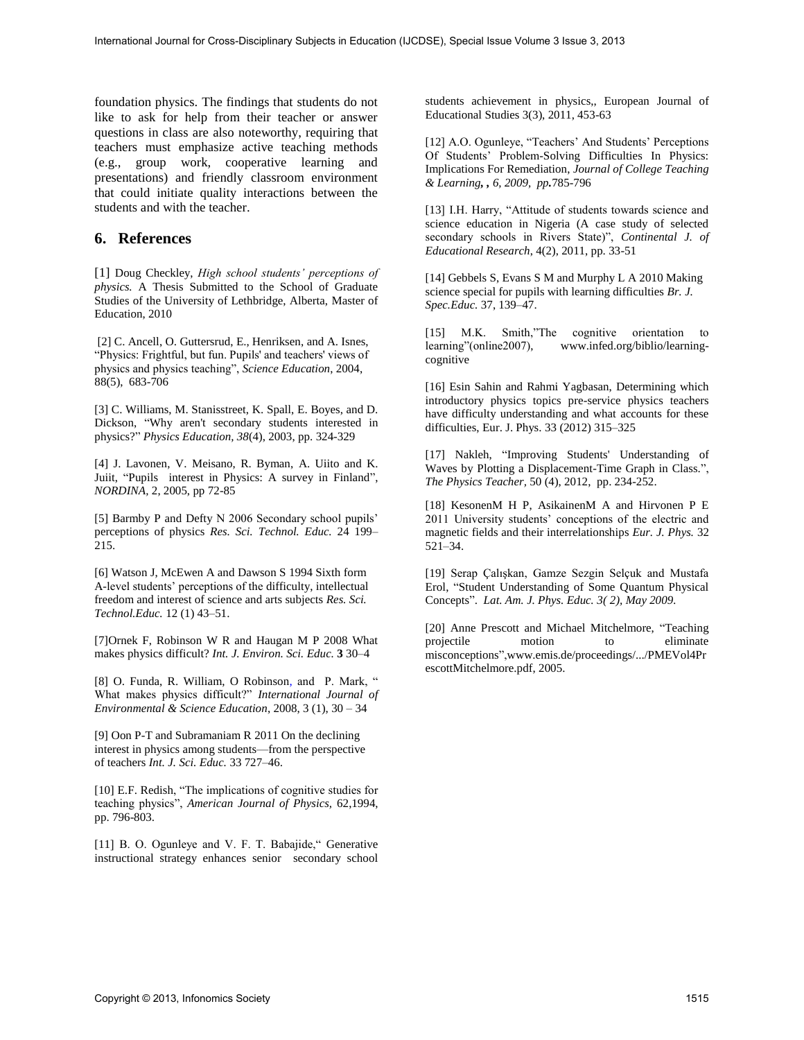foundation physics. The findings that students do not like to ask for help from their teacher or answer questions in class are also noteworthy, requiring that teachers must emphasize active teaching methods (e.g., group work, cooperative learning and presentations) and friendly classroom environment that could initiate quality interactions between the students and with the teacher.

## 6. References

[1] Doug Checkley, *High school students' perceptions of physics.* A Thesis Submitted to the School of Graduate Studies of the University of Lethbridge, Alberta, Master of Education, 2010

[2] C. Ancell, O. Guttersrud, E., Henriksen, and A. Isnes, "Physics: Frightful, but fun. Pupils' and teachers' views of physics and physics teaching", *Science Education*, 2004, 88(5), 683-706

[3] C. Williams, M. Stanisstreet, K. Spall, E. Boyes, and D. Dickson, "Why aren't secondary students interested in physics?" *Physics Education, 38*(4), 2003, pp. 324-329

[4] J. Lavonen, V. Meisano, R. Byman, A. Uiito and K. Juiit, "Pupils interest in Physics: A survey in Finland", *NORDINA*, 2, 2005, pp 72-85

[5] Barmby P and Defty N 2006 Secondary school pupils' perceptions of physics *Res. Sci. Technol. Educ.* 24 199–215.

[6] Watson J, McEwen A and Dawson S 1994 Sixth form A-level students' perceptions of the difficulty, intellectual freedom and interest of science and arts subjects *Res. Sci. Technol.Educ.* 12 (1) 43–51.

[7]Ornek F, Robinson W R and Haugan M P 2008 What makes physics difficult? *Int. J. Environ. Sci. Educ.* **3** 30–4

[8] O. Funda, R. William, O Robinson, and P. Mark, " What makes physics difficult?" *International Journal of Environmental & Science Education*, 2008, 3 (1), 30 – 34

[9] Oon P-T and Subramaniam R 2011 On the declining interest in physics among students—from the perspective of teachers *Int. J. Sci. Educ.* 33 727–46.

[10] E.F. Redish, "The implications of cognitive studies for teaching physics", *American Journal of Physics*, 62,1994, pp. 796-803.

[11] B. O. Ogunleye and V. F. T. Babajide," Generative instructional strategy enhances senior secondary school students achievement in physics,, European Journal of Educational Studies 3(3), 2011, 453-63

[12] A.O. Ogunleye, "Teachers' And Students' Perceptions Of Students' Problem-Solving Difficulties In Physics: Implications For Remediation, *Journal of College Teaching & Learning, , 6, 2009, pp.*785-796

[13] I.H. Harry, "Attitude of students towards science and science education in Nigeria (A case study of selected secondary schools in Rivers State)", *Continental J. of Educational Research*, 4(2), 2011, pp. 33-51

[14] Gebbels S, Evans S M and Murphy L A 2010 Making science special for pupils with learning difficulties *Br. J. Spec.Educ.* 37, 139–47.

[15] M.K. Smith,"The cognitive orientation to learning"(online2007), www.infed.org/biblio/learning-cognitive

[16] Esin Sahin and Rahmi Yagbasan, Determining which introductory physics topics pre-service physics teachers have difficulty understanding and what accounts for these difficulties, Eur. J. Phys. 33 (2012) 315–325

[17] Nakleh, "Improving Students' Understanding of Waves by Plotting a Displacement-Time Graph in Class.", *The Physics Teacher*, 50 (4), 2012, pp. 234-252.

[18] KesonenM H P, AsikainenM A and Hirvonen P E 2011 University students' conceptions of the electric and magnetic fields and their interrelationships *Eur. J. Phys.* 32 521–34.

[19] Serap Çalışkan, Gamze Sezgin Selçuk and Mustafa Erol, "Student Understanding of Some Quantum Physical Concepts". *Lat. Am. J. Phys. Educ. 3( 2), May 2009.*

[20] Anne Prescott and Michael Mitchelmore, "Teaching projectile motion to eliminate misconceptions",www.emis.de/proceedings/.../PMEVol4PrescottMitchelmore.pdf, 2005.